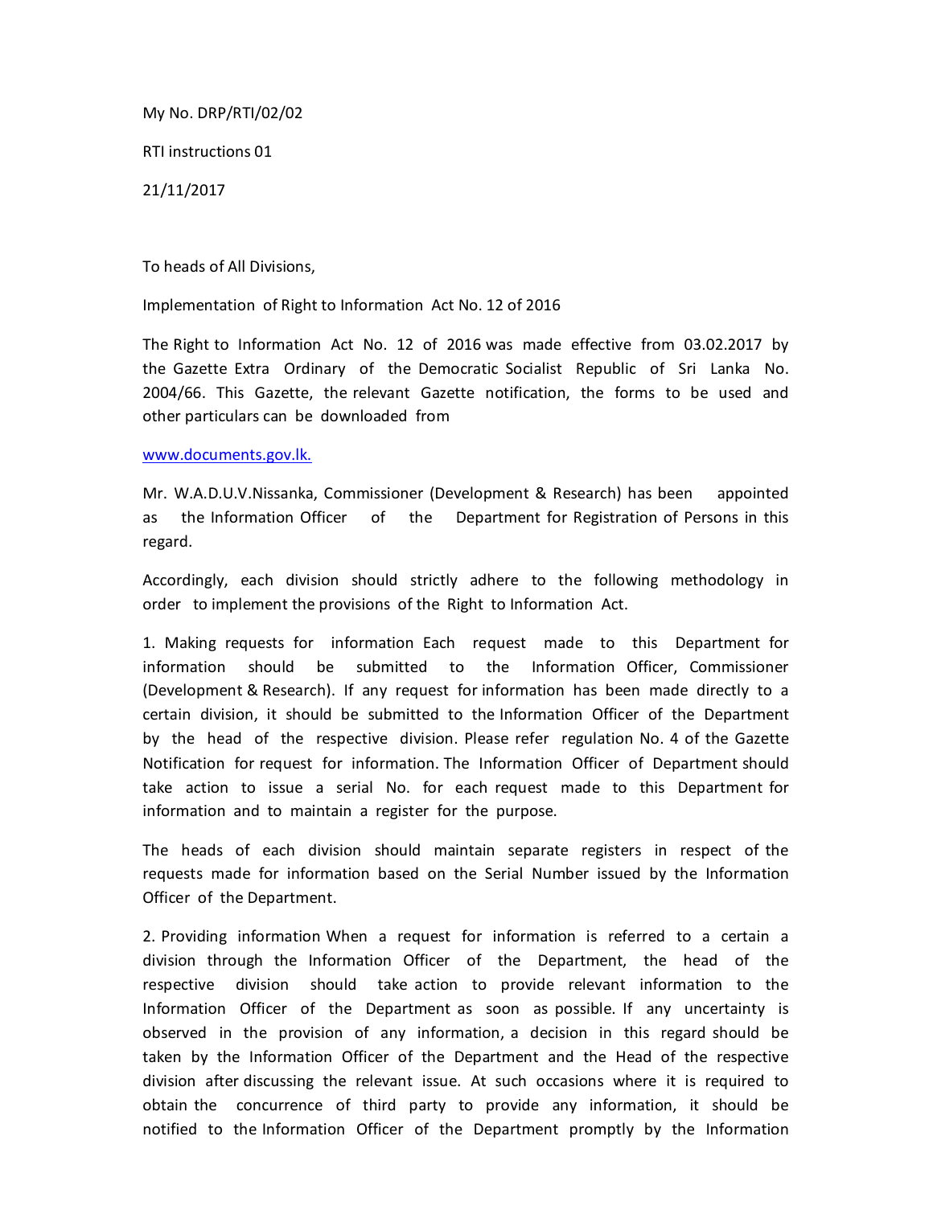My No. DRP/RTI/02/02

RTI instructions 01

21/11/2017

To heads of All Divisions,

Implementation of Right to Information Act No. 12 of 2016

The Right to Information Act No. 12 of 2016 was made effective from 03.02.2017 by the Gazette Extra Ordinary of the Democratic Socialist Republic of Sri Lanka No. 2004/66. This Gazette, the relevant Gazette notification, the forms to be used and other particulars can be downloaded from

www.documents.gov.lk.

Mr. W.A.D.U.V.Nissanka, Commissioner (Development & Research) has been appointed as the Information Officer of the Department for Registration of Persons in this regard.

Accordingly, each division should strictly adhere to the following methodology in order to implement the provisions of the Right to Information Act.

1. Making requests for information Each request made to this Department for information should be submitted to the Information Officer, Commissioner (Development & Research). If any request for information has been made directly to a certain division, it should be submitted to the Information Officer of the Department by the head of the respective division. Please refer regulation No. 4 of the Gazette Notification for request for information. The Information Officer of Department should take action to issue a serial No. for each request made to this Department for information and to maintain a register for the purpose.

The heads of each division should maintain separate registers in respect of the requests made for information based on the Serial Number issued by the Information Officer of the Department.

2. Providing information When a request for information is referred to a certain a division through the Information Officer of the Department, the head of the respective division should take action to provide relevant information to the Information Officer of the Department as soon as possible. If any uncertainty is observed in the provision of any information, a decision in this regard should be taken by the Information Officer of the Department and the Head of the respective division after discussing the relevant issue. At such occasions where it is required to obtain the concurrence of third party to provide any information, it should be notified to the Information Officer of the Department promptly by the Information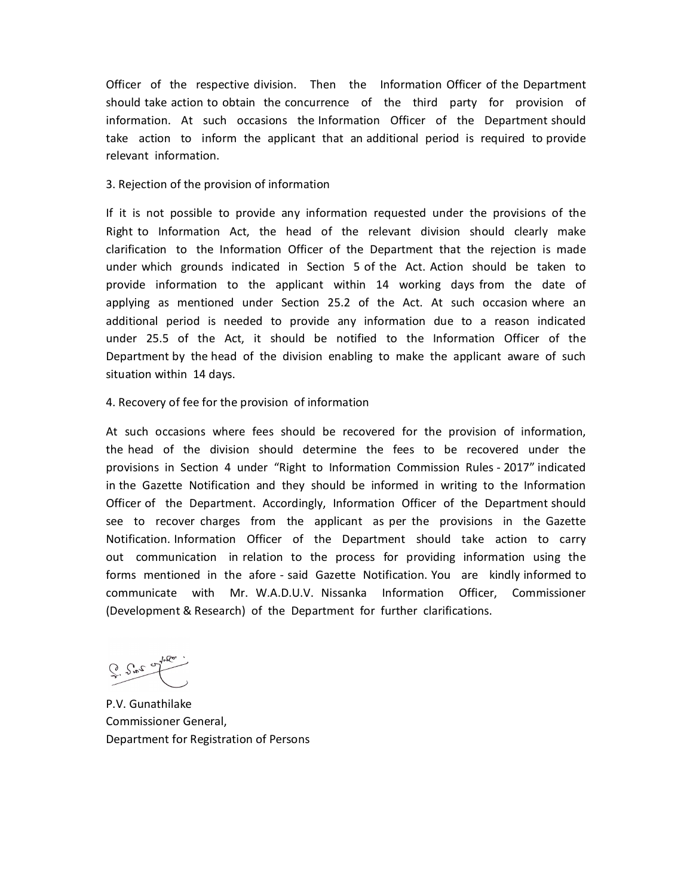Officer of the respective division. Then the Information Officer of the Department should take action to obtain the concurrence of the third party for provision of information. At such occasions the Information Officer of the Department should take action to inform the applicant that an additional period is required to provide relevant information.

3. Rejection of the provision of information

If it is not possible to provide any information requested under the provisions of the Right to Information Act, the head of the relevant division should clearly make clarification to the Information Officer of the Department that the rejection is made under which grounds indicated in Section 5 of the Act. Action should be taken to provide information to the applicant within 14 working days from the date of applying as mentioned under Section 25.2 of the Act. At such occasion where an additional period is needed to provide any information due to a reason indicated under 25.5 of the Act, it should be notified to the Information Officer of the Department by the head of the division enabling to make the applicant aware of such situation within 14 days.

4. Recovery of fee for the provision of information

At such occasions where fees should be recovered for the provision of information, the head of the division should determine the fees to be recovered under the provisions in Section 4 under "Right to Information Commission Rules - 2017" indicated in the Gazette Notification and they should be informed in writing to the Information Officer of the Department. Accordingly, Information Officer of the Department should see to recover charges from the applicant as per the provisions in the Gazette Notification. Information Officer of the Department should take action to carry out communication in relation to the process for providing information using the forms mentioned in the afore - said Gazette Notification. You are kindly informed to communicate with Mr. W.A.D.U.V. Nissanka Information Officer, Commissioner (Development & Research) of the Department for further clarifications.

P.V. Gunathilake
Commissioner General,
Department for Registration of Persons